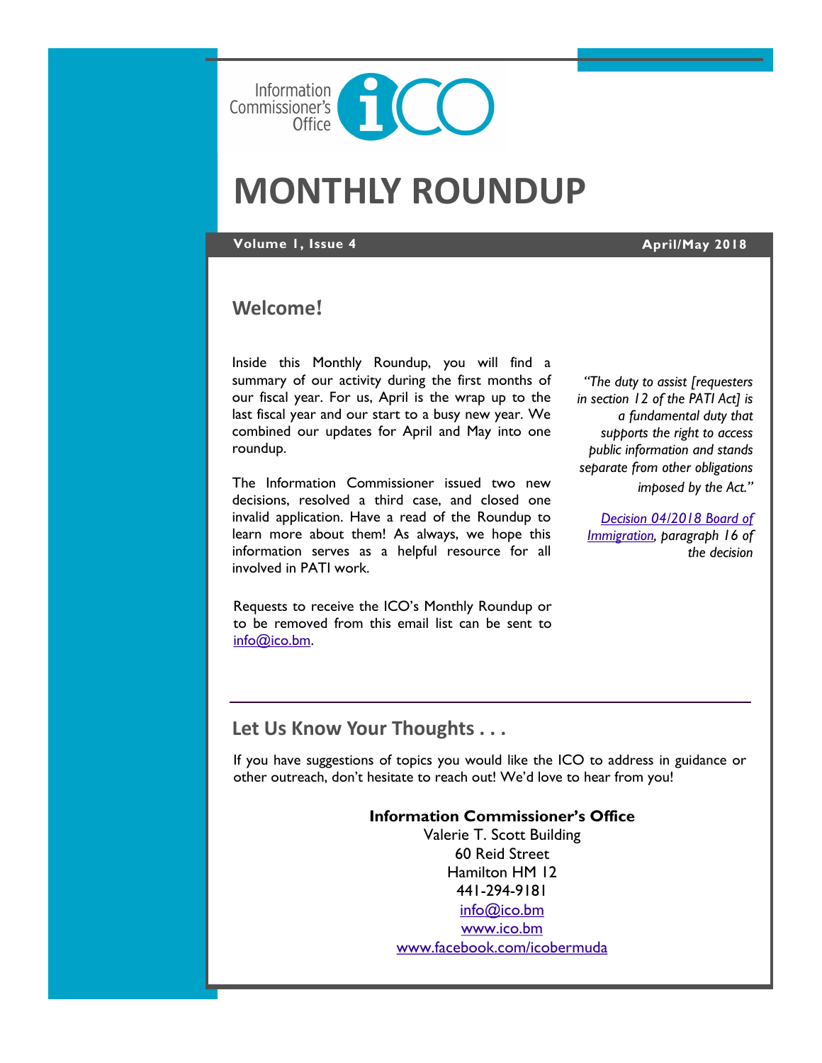Information Commissioner's Office

# MONTHLY ROUNDUP

**Volume 1, Issue 4** **April/May 2018**

## Welcome!

Inside this Monthly Roundup, you will find a summary of our activity during the first months of our fiscal year. For us, April is the wrap up to the last fiscal year and our start to a busy new year. We combined our updates for April and May into one roundup.

The Information Commissioner issued two new decisions, resolved a third case, and closed one invalid application. Have a read of the Roundup to learn more about them! As always, we hope this information serves as a helpful resource for all involved in PATI work.

Requests to receive the ICO's Monthly Roundup or to be removed from this email list can be sent to info@ico.bm.

*"The duty to assist [requesters in section 12 of the PATI Act] is a fundamental duty that supports the right to access public information and stands separate from other obligations imposed by the Act."*

*Decision 04/2018 Board of Immigration, paragraph 16 of the decision*

## Let Us Know Your Thoughts . . .

If you have suggestions of topics you would like the ICO to address in guidance or other outreach, don't hesitate to reach out! We'd love to hear from you!

**Information Commissioner's Office**
Valerie T. Scott Building
60 Reid Street
Hamilton HM 12
441-294-9181
info@ico.bm
www.ico.bm
www.facebook.com/icobermuda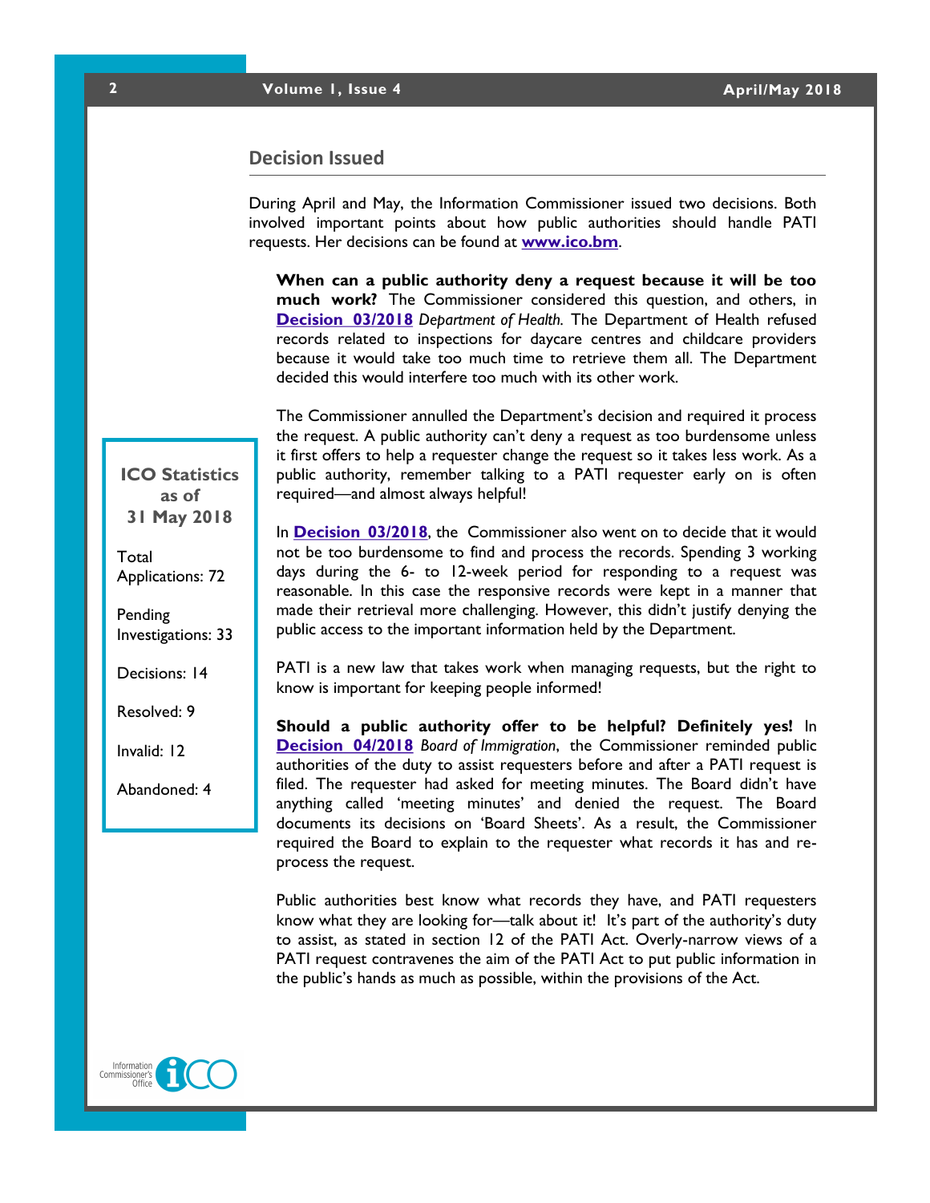## Decision Issued

During April and May, the Information Commissioner issued two decisions. Both involved important points about how public authorities should handle PATI requests. Her decisions can be found at **www.ico.bm**.

**When can a public authority deny a request because it will be too much work?** The Commissioner considered this question, and others, in **Decision 03/2018** *Department of Health*. The Department of Health refused records related to inspections for daycare centres and childcare providers because it would take too much time to retrieve them all. The Department decided this would interfere too much with its other work.

The Commissioner annulled the Department's decision and required it process the request. A public authority can't deny a request as too burdensome unless it first offers to help a requester change the request so it takes less work. As a public authority, remember talking to a PATI requester early on is often required—and almost always helpful!

In **Decision 03/2018**, the Commissioner also went on to decide that it would not be too burdensome to find and process the records. Spending 3 working days during the 6- to 12-week period for responding to a request was reasonable. In this case the responsive records were kept in a manner that made their retrieval more challenging. However, this didn't justify denying the public access to the important information held by the Department.

PATI is a new law that takes work when managing requests, but the right to know is important for keeping people informed!

**Should a public authority offer to be helpful? Definitely yes!** In **Decision 04/2018** *Board of Immigration*, the Commissioner reminded public authorities of the duty to assist requesters before and after a PATI request is filed. The requester had asked for meeting minutes. The Board didn't have anything called 'meeting minutes' and denied the request. The Board documents its decisions on 'Board Sheets'. As a result, the Commissioner required the Board to explain to the requester what records it has and re-process the request.

Public authorities best know what records they have, and PATI requesters know what they are looking for—talk about it! It's part of the authority's duty to assist, as stated in section 12 of the PATI Act. Overly-narrow views of a PATI request contravenes the aim of the PATI Act to put public information in the public's hands as much as possible, within the provisions of the Act.

### ICO Statistics as of 31 May 2018

Total Applications: 72

Pending Investigations: 33

Decisions: 14

Resolved: 9

Invalid: 12

Abandoned: 4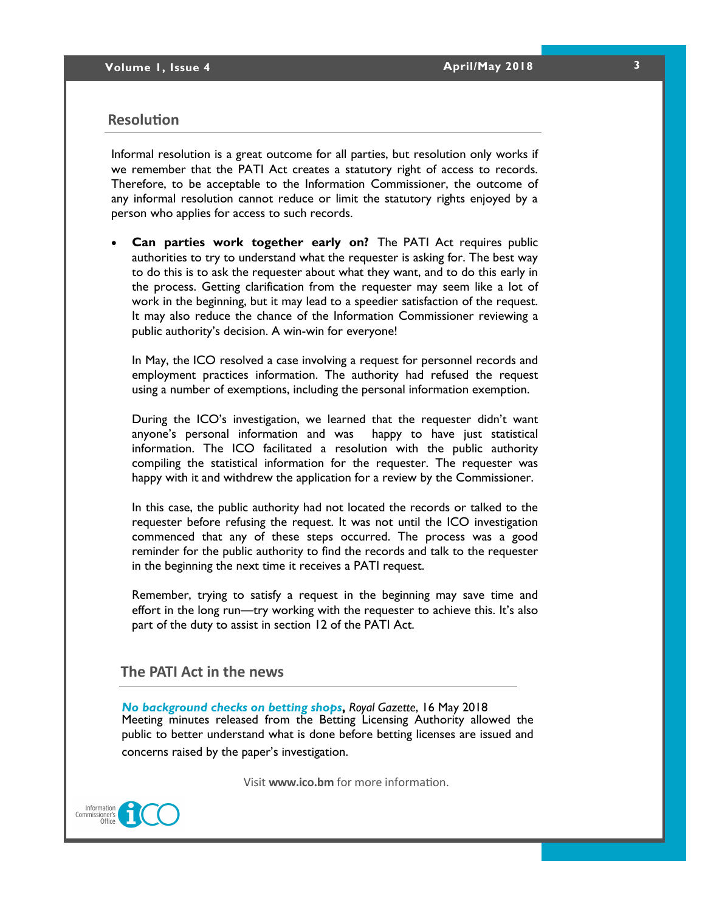## Resolution

Informal resolution is a great outcome for all parties, but resolution only works if we remember that the PATI Act creates a statutory right of access to records. Therefore, to be acceptable to the Information Commissioner, the outcome of any informal resolution cannot reduce or limit the statutory rights enjoyed by a person who applies for access to such records.

- **Can parties work together early on?** The PATI Act requires public authorities to try to understand what the requester is asking for. The best way to do this is to ask the requester about what they want, and to do this early in the process. Getting clarification from the requester may seem like a lot of work in the beginning, but it may lead to a speedier satisfaction of the request. It may also reduce the chance of the Information Commissioner reviewing a public authority's decision. A win-win for everyone!

  In May, the ICO resolved a case involving a request for personnel records and employment practices information. The authority had refused the request using a number of exemptions, including the personal information exemption.

  During the ICO's investigation, we learned that the requester didn't want anyone's personal information and was happy to have just statistical information. The ICO facilitated a resolution with the public authority compiling the statistical information for the requester. The requester was happy with it and withdrew the application for a review by the Commissioner.

  In this case, the public authority had not located the records or talked to the requester before refusing the request. It was not until the ICO investigation commenced that any of these steps occurred. The process was a good reminder for the public authority to find the records and talk to the requester in the beginning the next time it receives a PATI request.

  Remember, trying to satisfy a request in the beginning may save time and effort in the long run—try working with the requester to achieve this. It's also part of the duty to assist in section 12 of the PATI Act.

## The PATI Act in the news

***No background checks on betting shops***, *Royal Gazette*, 16 May 2018
Meeting minutes released from the Betting Licensing Authority allowed the public to better understand what is done before betting licenses are issued and concerns raised by the paper's investigation.

Visit **www.ico.bm** for more information.